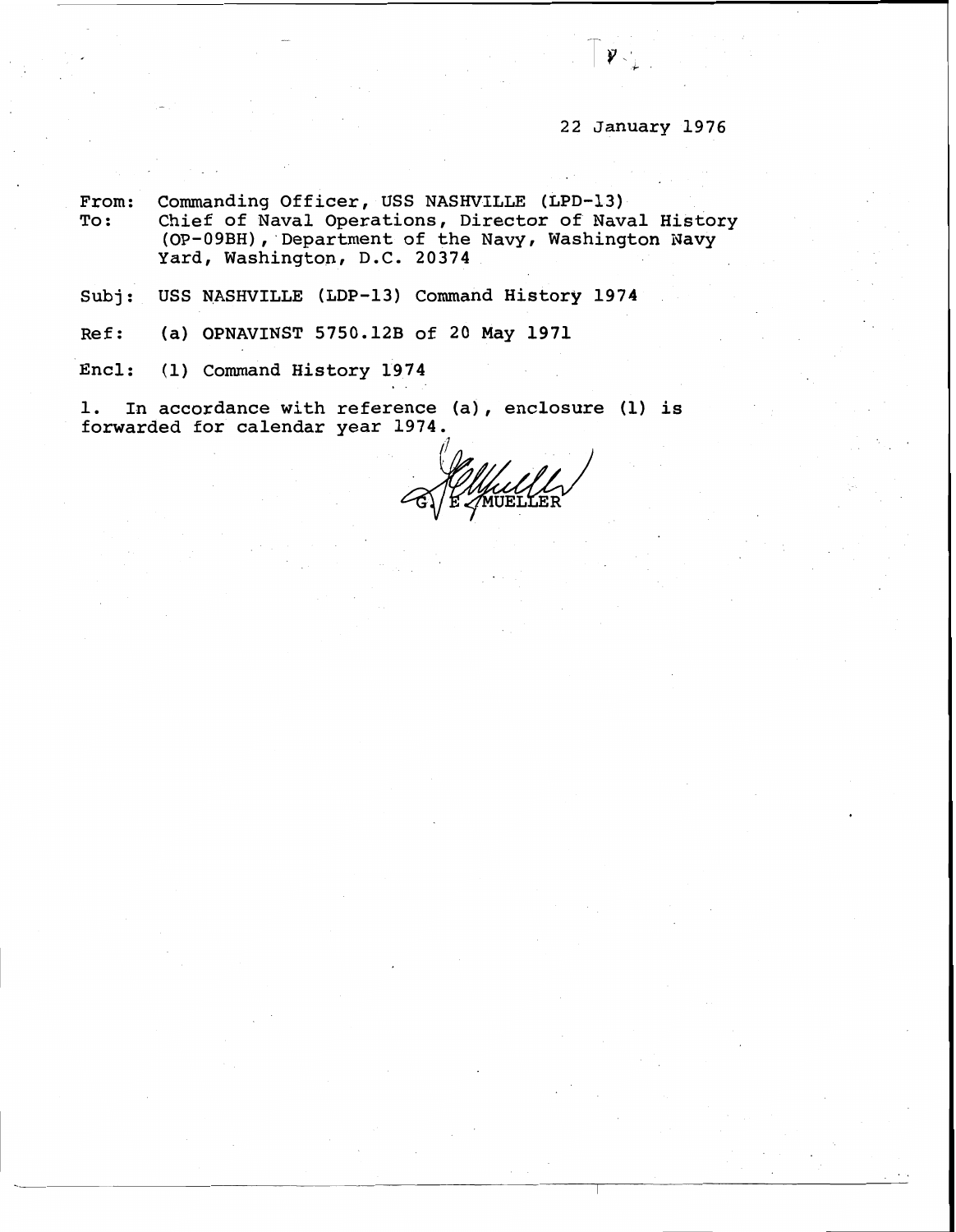22 January 1976

From: Commanding Officer, USS NASHVILLE (LPD-13)
To: Chief of Naval Operations, Director of Naval History (OP-09BH), Department of the Navy, Washington Navy Yard, Washington, D.C. 20374

Subj: USS NASHVILLE (LDP-13) Command History 1974

Ref: (a) OPNAVINST 5750.12B of 20 May 1971

Encl: (1) Command History 1974

1. In accordance with reference (a), enclosure (1) is forwarded for calendar year 1974.

G. E. MUELLER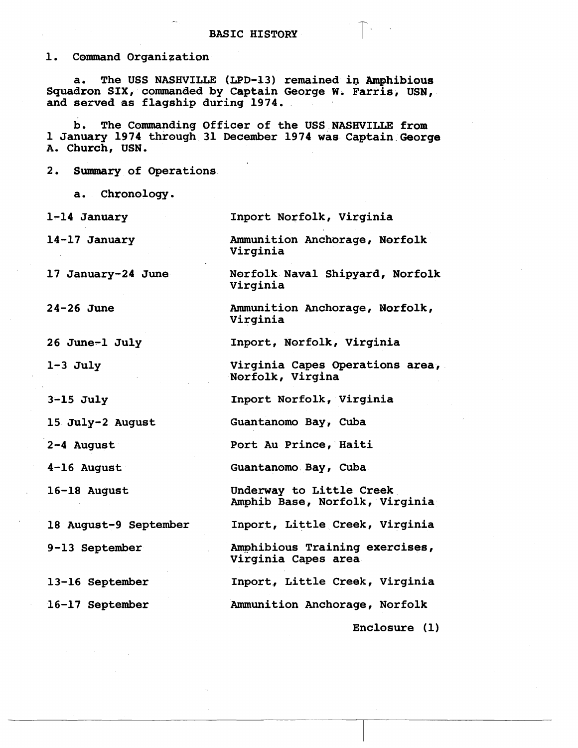# BASIC HISTORY

1. Command Organization

   a. The USS NASHVILLE (LPD-13) remained in Amphibious Squadron SIX, commanded by Captain George W. Farris, USN, and served as flagship during 1974.

   b. The Commanding Officer of the USS NASHVILLE from 1 January 1974 through 31 December 1974 was Captain George A. Church, USN.

2. Summary of Operations

   a. Chronology.

| | |
|---|---|
| 1-14 January | Inport Norfolk, Virginia |
| 14-17 January | Ammunition Anchorage, Norfolk Virginia |
| 17 January-24 June | Norfolk Naval Shipyard, Norfolk Virginia |
| 24-26 June | Ammunition Anchorage, Norfolk, Virginia |
| 26 June-1 July | Inport, Norfolk, Virginia |
| 1-3 July | Virginia Capes Operations area, Norfolk, Virgina |
| 3-15 July | Inport Norfolk, Virginia |
| 15 July-2 August | Guantanomo Bay, Cuba |
| 2-4 August | Port Au Prince, Haiti |
| 4-16 August | Guantanomo Bay, Cuba |
| 16-18 August | Underway to Little Creek Amphib Base, Norfolk, Virginia |
| 18 August-9 September | Inport, Little Creek, Virginia |
| 9-13 September | Amphibious Training exercises, Virginia Capes area |
| 13-16 September | Inport, Little Creek, Virginia |
| 16-17 September | Ammunition Anchorage, Norfolk |

Enclosure (1)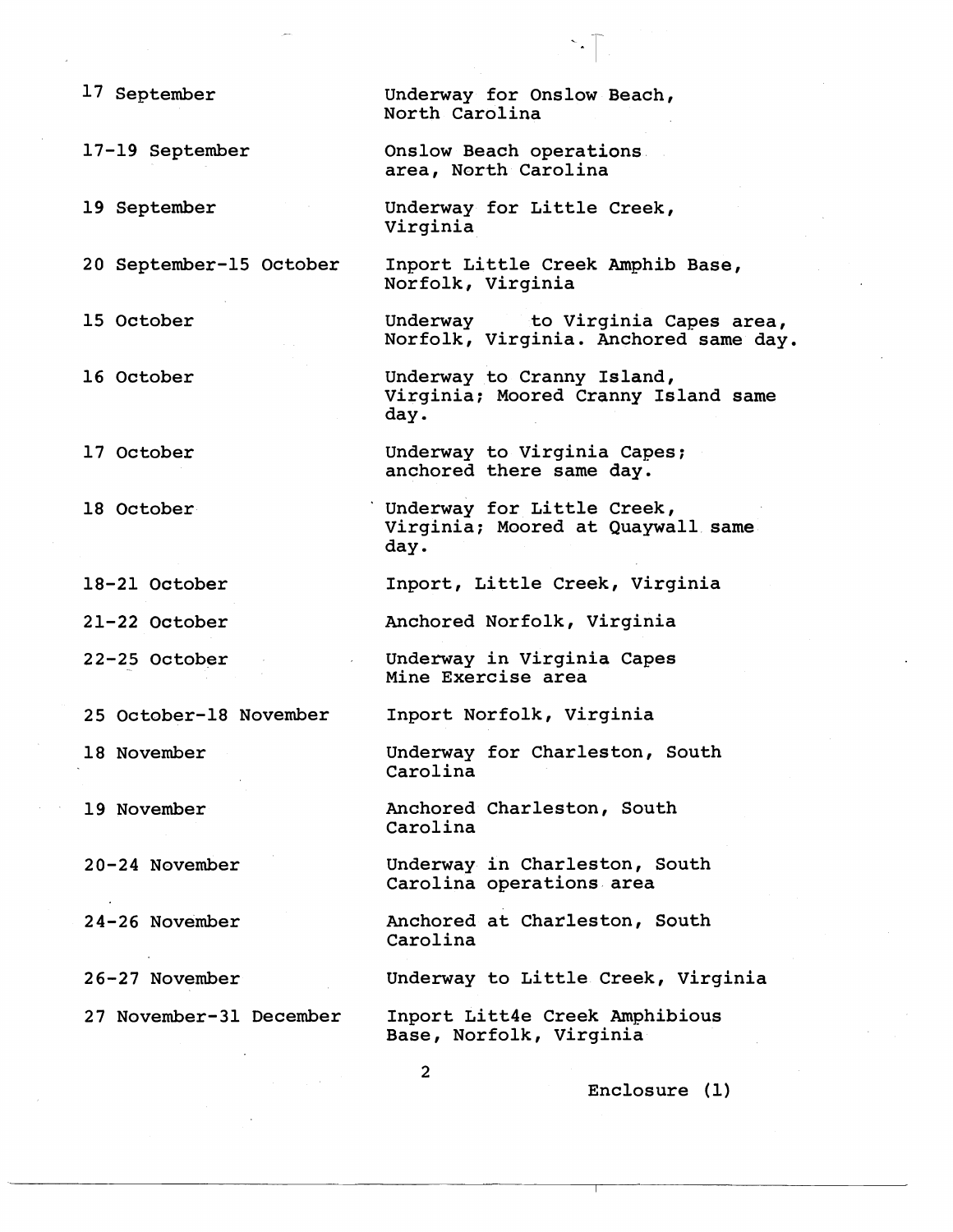| | |
|---|---|
| 17 September | Underway for Onslow Beach, North Carolina |
| 17-19 September | Onslow Beach operations area, North Carolina |
| 19 September | Underway for Little Creek, Virginia |
| 20 September-15 October | Inport Little Creek Amphib Base, Norfolk, Virginia |
| 15 October | Underway to Virginia Capes area, Norfolk, Virginia. Anchored same day. |
| 16 October | Underway to Cranny Island, Virginia; Moored Cranny Island same day. |
| 17 October | Underway to Virginia Capes; anchored there same day. |
| 18 October | Underway for Little Creek, Virginia; Moored at Quaywall same day. |
| 18-21 October | Inport, Little Creek, Virginia |
| 21-22 October | Anchored Norfolk, Virginia |
| 22-25 October | Underway in Virginia Capes Mine Exercise area |
| 25 October-18 November | Inport Norfolk, Virginia |
| 18 November | Underway for Charleston, South Carolina |
| 19 November | Anchored Charleston, South Carolina |
| 20-24 November | Underway in Charleston, South Carolina operations area |
| 24-26 November | Anchored at Charleston, South Carolina |
| 26-27 November | Underway to Little Creek, Virginia |
| 27 November-31 December | Inport Litt4e Creek Amphibious Base, Norfolk, Virginia |

Enclosure (1)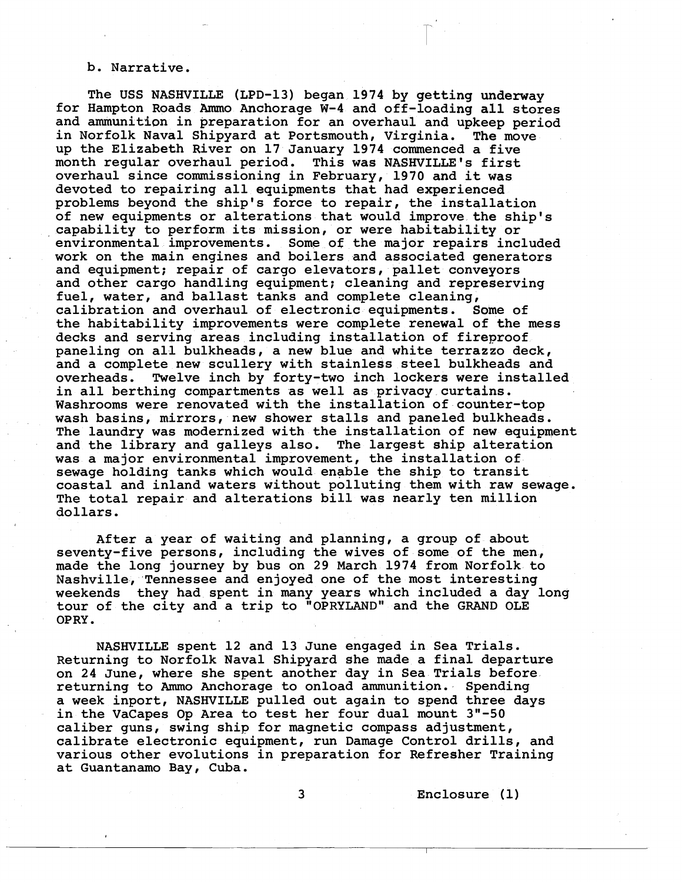b. Narrative.

The USS NASHVILLE (LPD-13) began 1974 by getting underway for Hampton Roads Ammo Anchorage W-4 and off-loading all stores and ammunition in preparation for an overhaul and upkeep period in Norfolk Naval Shipyard at Portsmouth, Virginia. The move up the Elizabeth River on 17 January 1974 commenced a five month regular overhaul period. This was NASHVILLE's first overhaul since commissioning in February, 1970 and it was devoted to repairing all equipments that had experienced problems beyond the ship's force to repair, the installation of new equipments or alterations that would improve the ship's capability to perform its mission, or were habitability or environmental improvements. Some of the major repairs included work on the main engines and boilers and associated generators and equipment; repair of cargo elevators, pallet conveyors and other cargo handling equipment; cleaning and represerving fuel, water, and ballast tanks and complete cleaning, calibration and overhaul of electronic equipments. Some of the habitability improvements were complete renewal of the mess decks and serving areas including installation of fireproof paneling on all bulkheads, a new blue and white terrazzo deck, and a complete new scullery with stainless steel bulkheads and overheads. Twelve inch by forty-two inch lockers were installed in all berthing compartments as well as privacy curtains. Washrooms were renovated with the installation of counter-top wash basins, mirrors, new shower stalls and paneled bulkheads. The laundry was modernized with the installation of new equipment and the library and galleys also. The largest ship alteration was a major environmental improvement, the installation of sewage holding tanks which would enable the ship to transit coastal and inland waters without polluting them with raw sewage. The total repair and alterations bill was nearly ten million dollars.

After a year of waiting and planning, a group of about seventy-five persons, including the wives of some of the men, made the long journey by bus on 29 March 1974 from Norfolk to Nashville, Tennessee and enjoyed one of the most interesting weekends they had spent in many years which included a day long tour of the city and a trip to "OPRYLAND" and the GRAND OLE OPRY.

NASHVILLE spent 12 and 13 June engaged in Sea Trials. Returning to Norfolk Naval Shipyard she made a final departure on 24 June, where she spent another day in Sea Trials before returning to Ammo Anchorage to onload ammunition. Spending a week inport, NASHVILLE pulled out again to spend three days in the VaCapes Op Area to test her four dual mount 3"-50 caliber guns, swing ship for magnetic compass adjustment, calibrate electronic equipment, run Damage Control drills, and various other evolutions in preparation for Refresher Training at Guantanamo Bay, Cuba.

Enclosure (1)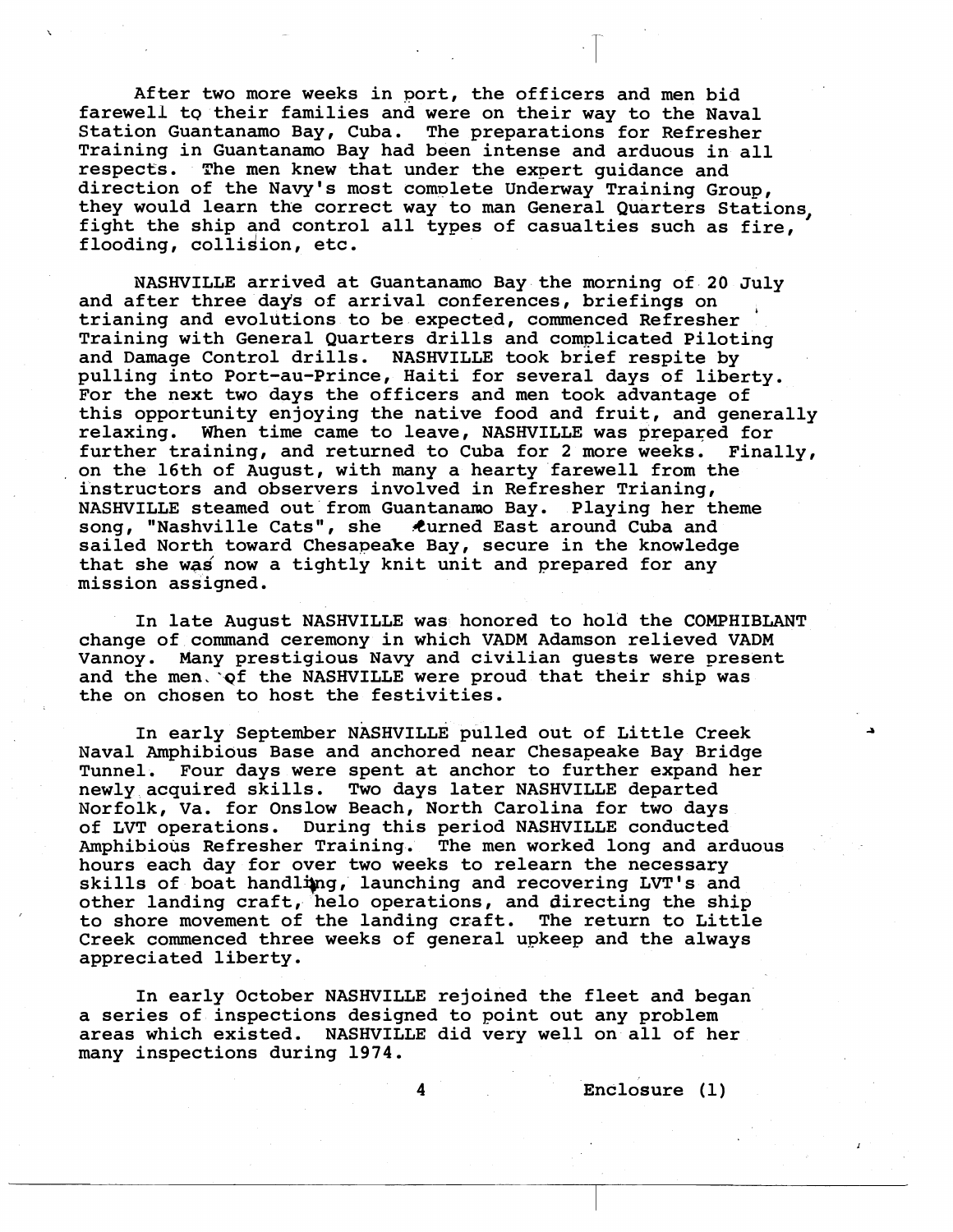After two more weeks in port, the officers and men bid farewell to their families and were on their way to the Naval Station Guantanamo Bay, Cuba. The preparations for Refresher Training in Guantanamo Bay had been intense and arduous in all respects. The men knew that under the expert guidance and direction of the Navy's most complete Underway Training Group, they would learn the correct way to man General Quarters Stations, fight the ship and control all types of casualties such as fire, flooding, collision, etc.

NASHVILLE arrived at Guantanamo Bay the morning of 20 July and after three days of arrival conferences, briefings on trianing and evolutions to be expected, commenced Refresher Training with General Quarters drills and complicated Piloting and Damage Control drills. NASHVILLE took brief respite by pulling into Port-au-Prince, Haiti for several days of liberty. For the next two days the officers and men took advantage of this opportunity enjoying the native food and fruit, and generally relaxing. When time came to leave, NASHVILLE was prepared for further training, and returned to Cuba for 2 more weeks. Finally, on the 16th of August, with many a hearty farewell from the instructors and observers involved in Refresher Trianing, NASHVILLE steamed out from Guantanamo Bay. Playing her theme song, "Nashville Cats", she turned East around Cuba and sailed North toward Chesapeake Bay, secure in the knowledge that she was now a tightly knit unit and prepared for any mission assigned.

In late August NASHVILLE was honored to hold the COMPHIBLANT change of command ceremony in which VADM Adamson relieved VADM Vannoy. Many prestigious Navy and civilian guests were present and the men of the NASHVILLE were proud that their ship was the on chosen to host the festivities.

In early September NASHVILLE pulled out of Little Creek Naval Amphibious Base and anchored near Chesapeake Bay Bridge Tunnel. Four days were spent at anchor to further expand her newly acquired skills. Two days later NASHVILLE departed Norfolk, Va. for Onslow Beach, North Carolina for two days of LVT operations. During this period NASHVILLE conducted Amphibious Refresher Training. The men worked long and arduous hours each day for over two weeks to relearn the necessary skills of boat handling, launching and recovering LVT's and other landing craft, helo operations, and directing the ship to shore movement of the landing craft. The return to Little Creek commenced three weeks of general upkeep and the always appreciated liberty.

In early October NASHVILLE rejoined the fleet and began a series of inspections designed to point out any problem areas which existed. NASHVILLE did very well on all of her many inspections during 1974.

Enclosure (1)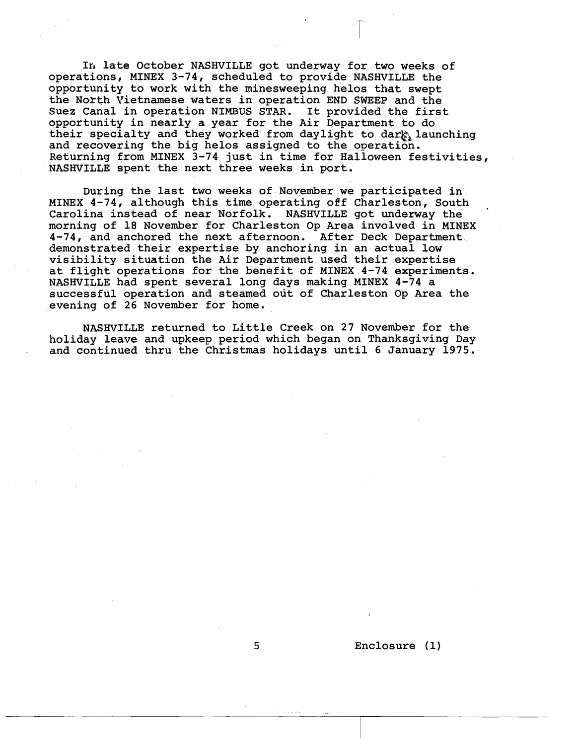In late October NASHVILLE got underway for two weeks of operations, MINEX 3-74, scheduled to provide NASHVILLE the opportunity to work with the minesweeping helos that swept the North Vietnamese waters in operation END SWEEP and the Suez Canal in operation NIMBUS STAR. It provided the first opportunity in nearly a year for the Air Department to do their specialty and they worked from daylight to dark, launching and recovering the big helos assigned to the operation. Returning from MINEX 3-74 just in time for Halloween festivities, NASHVILLE spent the next three weeks in port.

During the last two weeks of November we participated in MINEX 4-74, although this time operating off Charleston, South Carolina instead of near Norfolk. NASHVILLE got underway the morning of 18 November for Charleston Op Area involved in MINEX 4-74, and anchored the next afternoon. After Deck Department demonstrated their expertise by anchoring in an actual low visibility situation the Air Department used their expertise at flight operations for the benefit of MINEX 4-74 experiments. NASHVILLE had spent several long days making MINEX 4-74 a successful operation and steamed out of Charleston Op Area the evening of 26 November for home.

NASHVILLE returned to Little Creek on 27 November for the holiday leave and upkeep period which began on Thanksgiving Day and continued thru the Christmas holidays until 6 January 1975.

Enclosure (1)